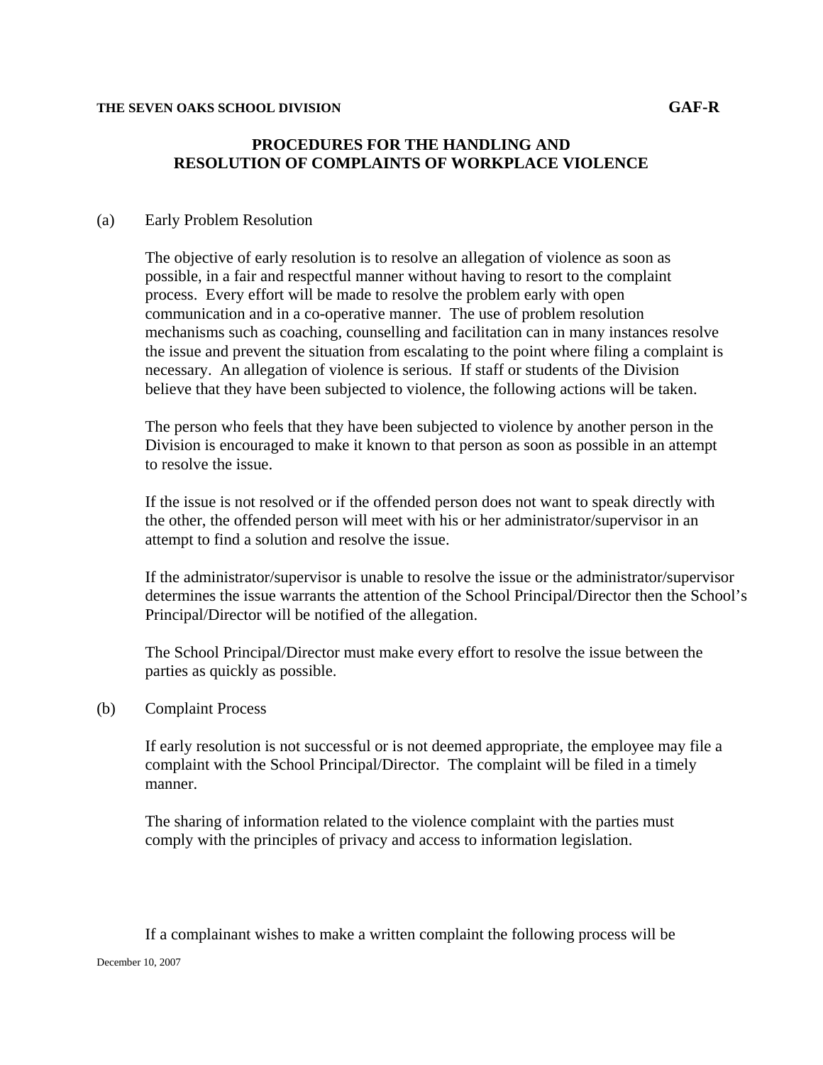**THE SEVEN OAKS SCHOOL DIVISION** **GAF-R**

# PROCEDURES FOR THE HANDLING AND RESOLUTION OF COMPLAINTS OF WORKPLACE VIOLENCE

(a) Early Problem Resolution

The objective of early resolution is to resolve an allegation of violence as soon as possible, in a fair and respectful manner without having to resort to the complaint process. Every effort will be made to resolve the problem early with open communication and in a co-operative manner. The use of problem resolution mechanisms such as coaching, counselling and facilitation can in many instances resolve the issue and prevent the situation from escalating to the point where filing a complaint is necessary. An allegation of violence is serious. If staff or students of the Division believe that they have been subjected to violence, the following actions will be taken.

The person who feels that they have been subjected to violence by another person in the Division is encouraged to make it known to that person as soon as possible in an attempt to resolve the issue.

If the issue is not resolved or if the offended person does not want to speak directly with the other, the offended person will meet with his or her administrator/supervisor in an attempt to find a solution and resolve the issue.

If the administrator/supervisor is unable to resolve the issue or the administrator/supervisor determines the issue warrants the attention of the School Principal/Director then the School's Principal/Director will be notified of the allegation.

The School Principal/Director must make every effort to resolve the issue between the parties as quickly as possible.

(b) Complaint Process

If early resolution is not successful or is not deemed appropriate, the employee may file a complaint with the School Principal/Director. The complaint will be filed in a timely manner.

The sharing of information related to the violence complaint with the parties must comply with the principles of privacy and access to information legislation.

If a complainant wishes to make a written complaint the following process will be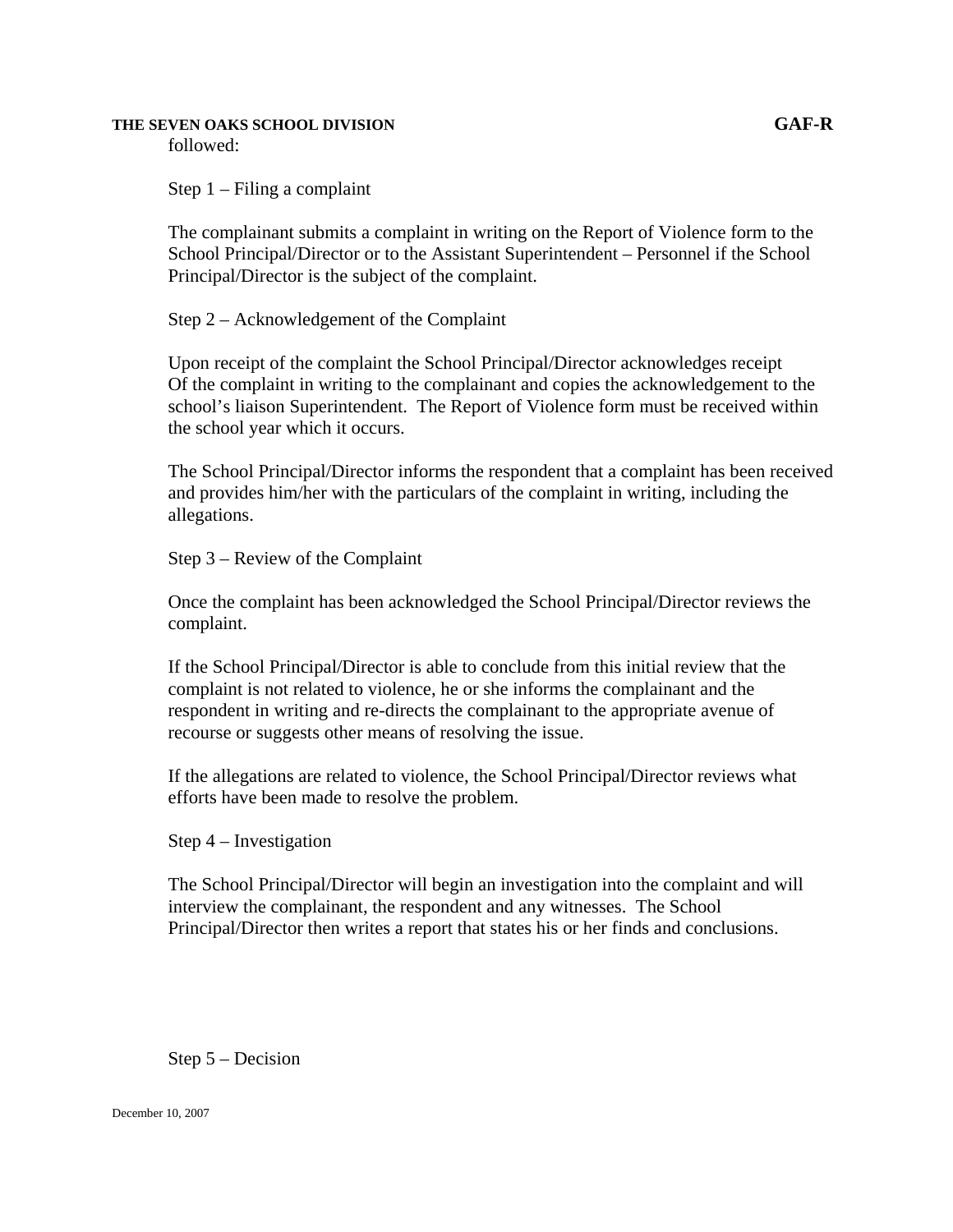followed:

Step 1 – Filing a complaint

The complainant submits a complaint in writing on the Report of Violence form to the School Principal/Director or to the Assistant Superintendent – Personnel if the School Principal/Director is the subject of the complaint.

Step 2 – Acknowledgement of the Complaint

Upon receipt of the complaint the School Principal/Director acknowledges receipt Of the complaint in writing to the complainant and copies the acknowledgement to the school's liaison Superintendent. The Report of Violence form must be received within the school year which it occurs.

The School Principal/Director informs the respondent that a complaint has been received and provides him/her with the particulars of the complaint in writing, including the allegations.

Step 3 – Review of the Complaint

Once the complaint has been acknowledged the School Principal/Director reviews the complaint.

If the School Principal/Director is able to conclude from this initial review that the complaint is not related to violence, he or she informs the complainant and the respondent in writing and re-directs the complainant to the appropriate avenue of recourse or suggests other means of resolving the issue.

If the allegations are related to violence, the School Principal/Director reviews what efforts have been made to resolve the problem.

Step 4 – Investigation

The School Principal/Director will begin an investigation into the complaint and will interview the complainant, the respondent and any witnesses. The School Principal/Director then writes a report that states his or her finds and conclusions.

Step 5 – Decision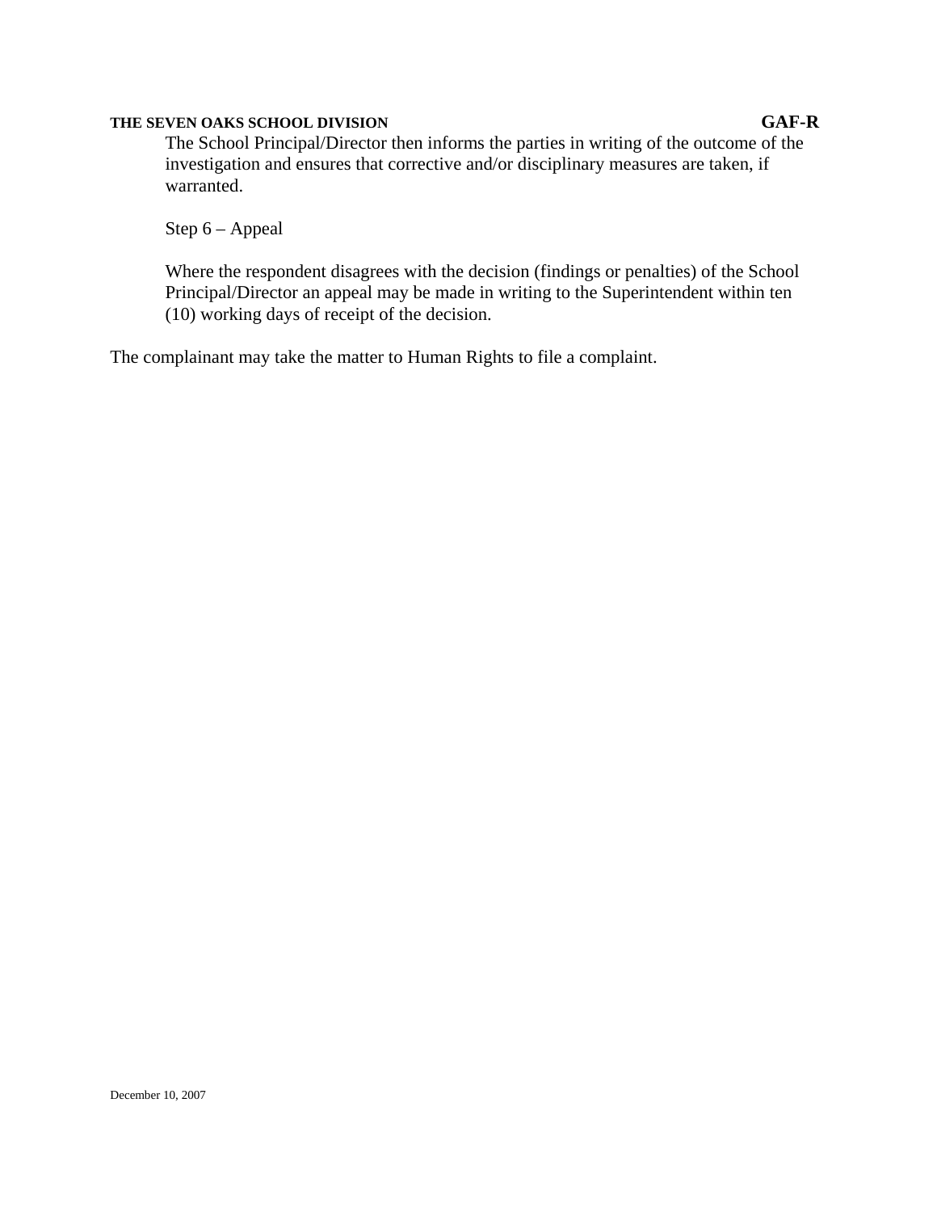The School Principal/Director then informs the parties in writing of the outcome of the investigation and ensures that corrective and/or disciplinary measures are taken, if warranted.

Step 6 – Appeal

Where the respondent disagrees with the decision (findings or penalties) of the School Principal/Director an appeal may be made in writing to the Superintendent within ten (10) working days of receipt of the decision.

The complainant may take the matter to Human Rights to file a complaint.